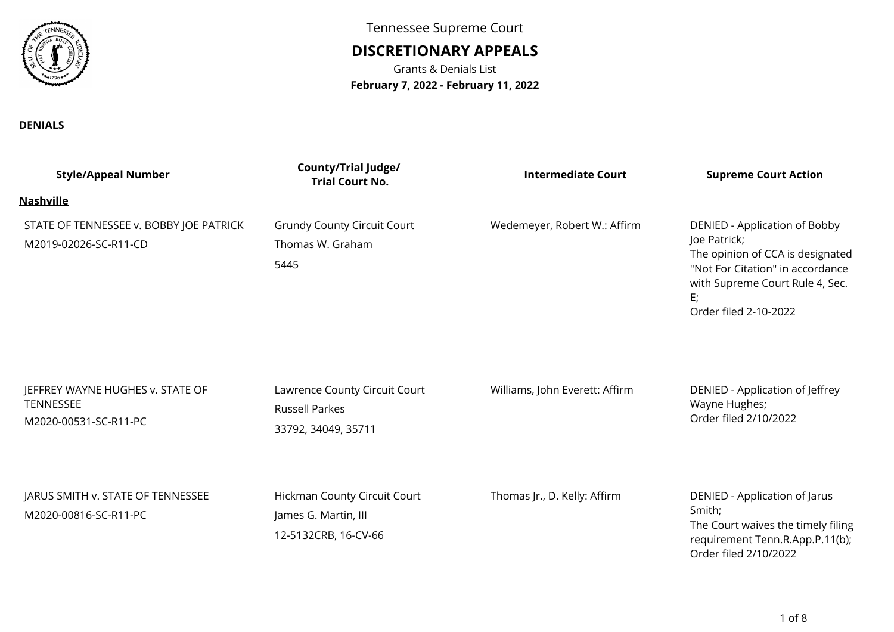Tennessee Supreme Court

# DISCRETIONARY APPEALS

Grants & Denials List

**February 7, 2022 - February 11, 2022**

**DENIALS**

| Style/Appeal Number | County/Trial Judge/ Trial Court No. | Intermediate Court | Supreme Court Action |
|---|---|---|---|
| **Nashville** | | | |
| STATE OF TENNESSEE v. BOBBY JOE PATRICK<br>M2019-02026-SC-R11-CD | Grundy County Circuit Court<br>Thomas W. Graham<br>5445 | Wedemeyer, Robert W.: Affirm | DENIED - Application of Bobby Joe Patrick;<br>The opinion of CCA is designated "Not For Citation" in accordance with Supreme Court Rule 4, Sec. E;<br>Order filed 2-10-2022 |
| JEFFREY WAYNE HUGHES v. STATE OF TENNESSEE<br>M2020-00531-SC-R11-PC | Lawrence County Circuit Court<br>Russell Parkes<br>33792, 34049, 35711 | Williams, John Everett: Affirm | DENIED - Application of Jeffrey Wayne Hughes;<br>Order filed 2/10/2022 |
| JARUS SMITH v. STATE OF TENNESSEE<br>M2020-00816-SC-R11-PC | Hickman County Circuit Court<br>James G. Martin, III<br>12-5132CRB, 16-CV-66 | Thomas Jr., D. Kelly: Affirm | DENIED - Application of Jarus Smith;<br>The Court waives the timely filing requirement Tenn.R.App.P.11(b);<br>Order filed 2/10/2022 |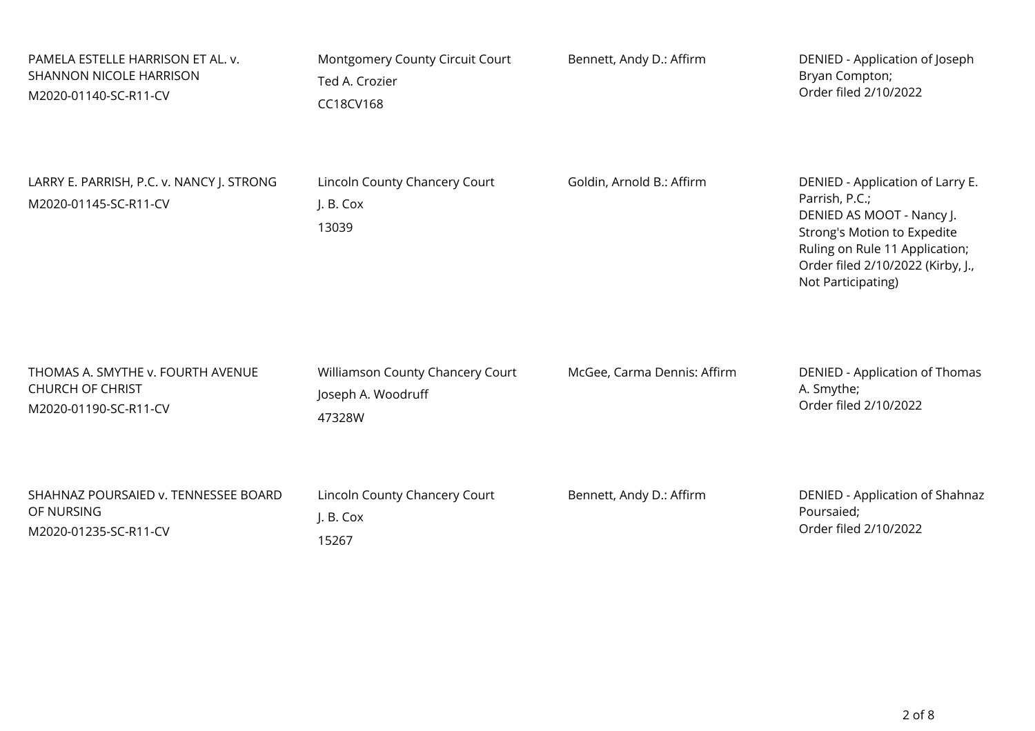| | | | |
|---|---|---|---|
| PAMELA ESTELLE HARRISON ET AL. v. SHANNON NICOLE HARRISON<br>M2020-01140-SC-R11-CV | Montgomery County Circuit Court<br>Ted A. Crozier<br>CC18CV168 | Bennett, Andy D.: Affirm | DENIED - Application of Joseph Bryan Compton;<br>Order filed 2/10/2022 |
| LARRY E. PARRISH, P.C. v. NANCY J. STRONG<br>M2020-01145-SC-R11-CV | Lincoln County Chancery Court<br>J. B. Cox<br>13039 | Goldin, Arnold B.: Affirm | DENIED - Application of Larry E. Parrish, P.C.;<br>DENIED AS MOOT - Nancy J. Strong's Motion to Expedite Ruling on Rule 11 Application;<br>Order filed 2/10/2022 (Kirby, J., Not Participating) |
| THOMAS A. SMYTHE v. FOURTH AVENUE CHURCH OF CHRIST<br>M2020-01190-SC-R11-CV | Williamson County Chancery Court<br>Joseph A. Woodruff<br>47328W | McGee, Carma Dennis: Affirm | DENIED - Application of Thomas A. Smythe;<br>Order filed 2/10/2022 |
| SHAHNAZ POURSAIED v. TENNESSEE BOARD OF NURSING<br>M2020-01235-SC-R11-CV | Lincoln County Chancery Court<br>J. B. Cox<br>15267 | Bennett, Andy D.: Affirm | DENIED - Application of Shahnaz Poursaied;<br>Order filed 2/10/2022 |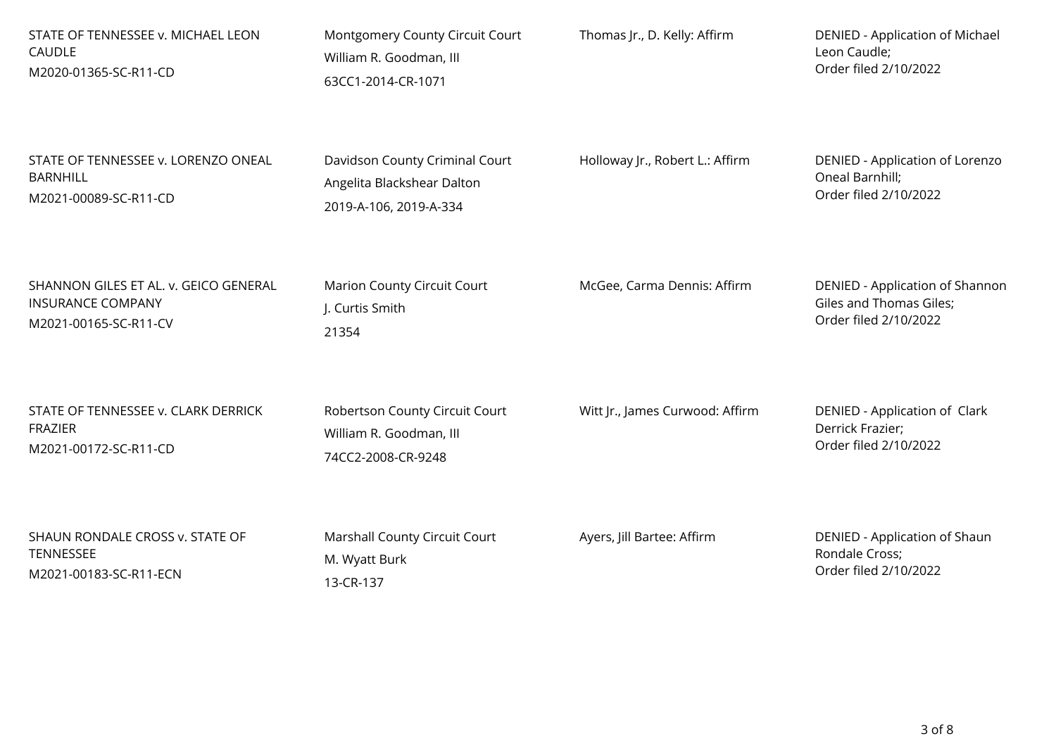| | | | |
|---|---|---|---|
| STATE OF TENNESSEE v. MICHAEL LEON CAUDLE<br>M2020-01365-SC-R11-CD | Montgomery County Circuit Court<br>William R. Goodman, III<br>63CC1-2014-CR-1071 | Thomas Jr., D. Kelly: Affirm | DENIED - Application of Michael Leon Caudle;<br>Order filed 2/10/2022 |
| STATE OF TENNESSEE v. LORENZO ONEAL BARNHILL<br>M2021-00089-SC-R11-CD | Davidson County Criminal Court<br>Angelita Blackshear Dalton<br>2019-A-106, 2019-A-334 | Holloway Jr., Robert L.: Affirm | DENIED - Application of Lorenzo Oneal Barnhill;<br>Order filed 2/10/2022 |
| SHANNON GILES ET AL. v. GEICO GENERAL INSURANCE COMPANY<br>M2021-00165-SC-R11-CV | Marion County Circuit Court<br>J. Curtis Smith<br>21354 | McGee, Carma Dennis: Affirm | DENIED - Application of Shannon Giles and Thomas Giles;<br>Order filed 2/10/2022 |
| STATE OF TENNESSEE v. CLARK DERRICK FRAZIER<br>M2021-00172-SC-R11-CD | Robertson County Circuit Court<br>William R. Goodman, III<br>74CC2-2008-CR-9248 | Witt Jr., James Curwood: Affirm | DENIED - Application of Clark Derrick Frazier;<br>Order filed 2/10/2022 |
| SHAUN RONDALE CROSS v. STATE OF TENNESSEE<br>M2021-00183-SC-R11-ECN | Marshall County Circuit Court<br>M. Wyatt Burk<br>13-CR-137 | Ayers, Jill Bartee: Affirm | DENIED - Application of Shaun Rondale Cross;<br>Order filed 2/10/2022 |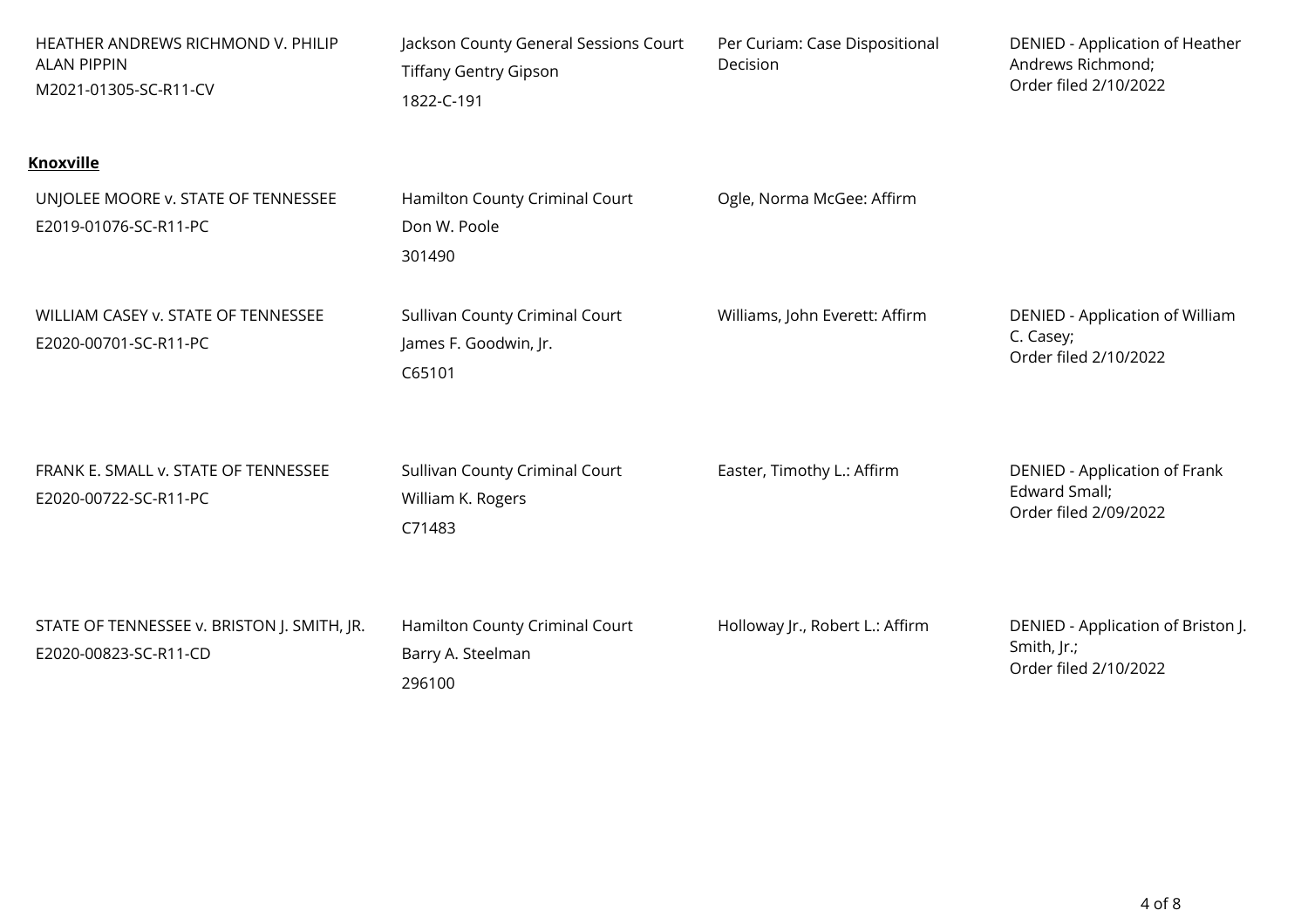| | | | |
|---|---|---|---|
| HEATHER ANDREWS RICHMOND V. PHILIP ALAN PIPPIN<br>M2021-01305-SC-R11-CV | Jackson County General Sessions Court<br>Tiffany Gentry Gipson<br>1822-C-191 | Per Curiam: Case Dispositional Decision | DENIED - Application of Heather Andrews Richmond;<br>Order filed 2/10/2022 |

**Knoxville**

| | | | |
|---|---|---|---|
| UNJOLEE MOORE v. STATE OF TENNESSEE<br>E2019-01076-SC-R11-PC | Hamilton County Criminal Court<br>Don W. Poole<br>301490 | Ogle, Norma McGee: Affirm | |
| WILLIAM CASEY v. STATE OF TENNESSEE<br>E2020-00701-SC-R11-PC | Sullivan County Criminal Court<br>James F. Goodwin, Jr.<br>C65101 | Williams, John Everett: Affirm | DENIED - Application of William C. Casey;<br>Order filed 2/10/2022 |
| FRANK E. SMALL v. STATE OF TENNESSEE<br>E2020-00722-SC-R11-PC | Sullivan County Criminal Court<br>William K. Rogers<br>C71483 | Easter, Timothy L.: Affirm | DENIED - Application of Frank Edward Small;<br>Order filed 2/09/2022 |
| STATE OF TENNESSEE v. BRISTON J. SMITH, JR.<br>E2020-00823-SC-R11-CD | Hamilton County Criminal Court<br>Barry A. Steelman<br>296100 | Holloway Jr., Robert L.: Affirm | DENIED - Application of Briston J. Smith, Jr.;<br>Order filed 2/10/2022 |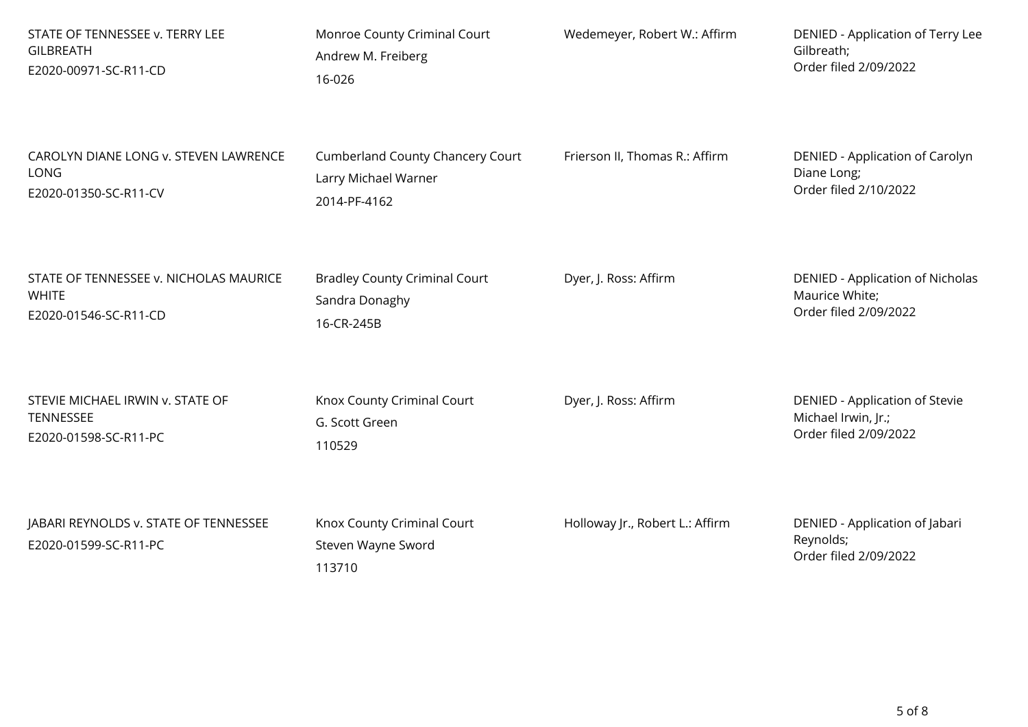| | | | |
|---|---|---|---|
| STATE OF TENNESSEE v. TERRY LEE GILBREATH<br>E2020-00971-SC-R11-CD | Monroe County Criminal Court<br>Andrew M. Freiberg<br>16-026 | Wedemeyer, Robert W.: Affirm | DENIED - Application of Terry Lee Gilbreath;<br>Order filed 2/09/2022 |
| CAROLYN DIANE LONG v. STEVEN LAWRENCE LONG<br>E2020-01350-SC-R11-CV | Cumberland County Chancery Court<br>Larry Michael Warner<br>2014-PF-4162 | Frierson II, Thomas R.: Affirm | DENIED - Application of Carolyn Diane Long;<br>Order filed 2/10/2022 |
| STATE OF TENNESSEE v. NICHOLAS MAURICE WHITE<br>E2020-01546-SC-R11-CD | Bradley County Criminal Court<br>Sandra Donaghy<br>16-CR-245B | Dyer, J. Ross: Affirm | DENIED - Application of Nicholas Maurice White;<br>Order filed 2/09/2022 |
| STEVIE MICHAEL IRWIN v. STATE OF TENNESSEE<br>E2020-01598-SC-R11-PC | Knox County Criminal Court<br>G. Scott Green<br>110529 | Dyer, J. Ross: Affirm | DENIED - Application of Stevie Michael Irwin, Jr.;<br>Order filed 2/09/2022 |
| JABARI REYNOLDS v. STATE OF TENNESSEE<br>E2020-01599-SC-R11-PC | Knox County Criminal Court<br>Steven Wayne Sword<br>113710 | Holloway Jr., Robert L.: Affirm | DENIED - Application of Jabari Reynolds;<br>Order filed 2/09/2022 |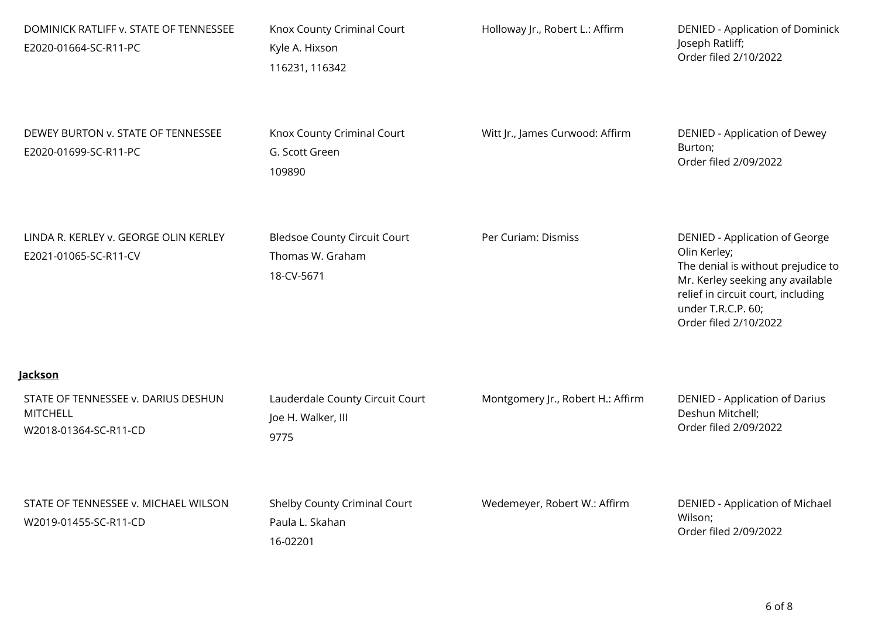| | | | |
|---|---|---|---|
| DOMINICK RATLIFF v. STATE OF TENNESSEE<br>E2020-01664-SC-R11-PC | Knox County Criminal Court<br>Kyle A. Hixson<br>116231, 116342 | Holloway Jr., Robert L.: Affirm | DENIED - Application of Dominick Joseph Ratliff;<br>Order filed 2/10/2022 |
| DEWEY BURTON v. STATE OF TENNESSEE<br>E2020-01699-SC-R11-PC | Knox County Criminal Court<br>G. Scott Green<br>109890 | Witt Jr., James Curwood: Affirm | DENIED - Application of Dewey Burton;<br>Order filed 2/09/2022 |
| LINDA R. KERLEY v. GEORGE OLIN KERLEY<br>E2021-01065-SC-R11-CV | Bledsoe County Circuit Court<br>Thomas W. Graham<br>18-CV-5671 | Per Curiam: Dismiss | DENIED - Application of George Olin Kerley;<br>The denial is without prejudice to Mr. Kerley seeking any available relief in circuit court, including under T.R.C.P. 60;<br>Order filed 2/10/2022 |

**Jackson**

| | | | |
|---|---|---|---|
| STATE OF TENNESSEE v. DARIUS DESHUN MITCHELL<br>W2018-01364-SC-R11-CD | Lauderdale County Circuit Court<br>Joe H. Walker, III<br>9775 | Montgomery Jr., Robert H.: Affirm | DENIED - Application of Darius Deshun Mitchell;<br>Order filed 2/09/2022 |
| STATE OF TENNESSEE v. MICHAEL WILSON<br>W2019-01455-SC-R11-CD | Shelby County Criminal Court<br>Paula L. Skahan<br>16-02201 | Wedemeyer, Robert W.: Affirm | DENIED - Application of Michael Wilson;<br>Order filed 2/09/2022 |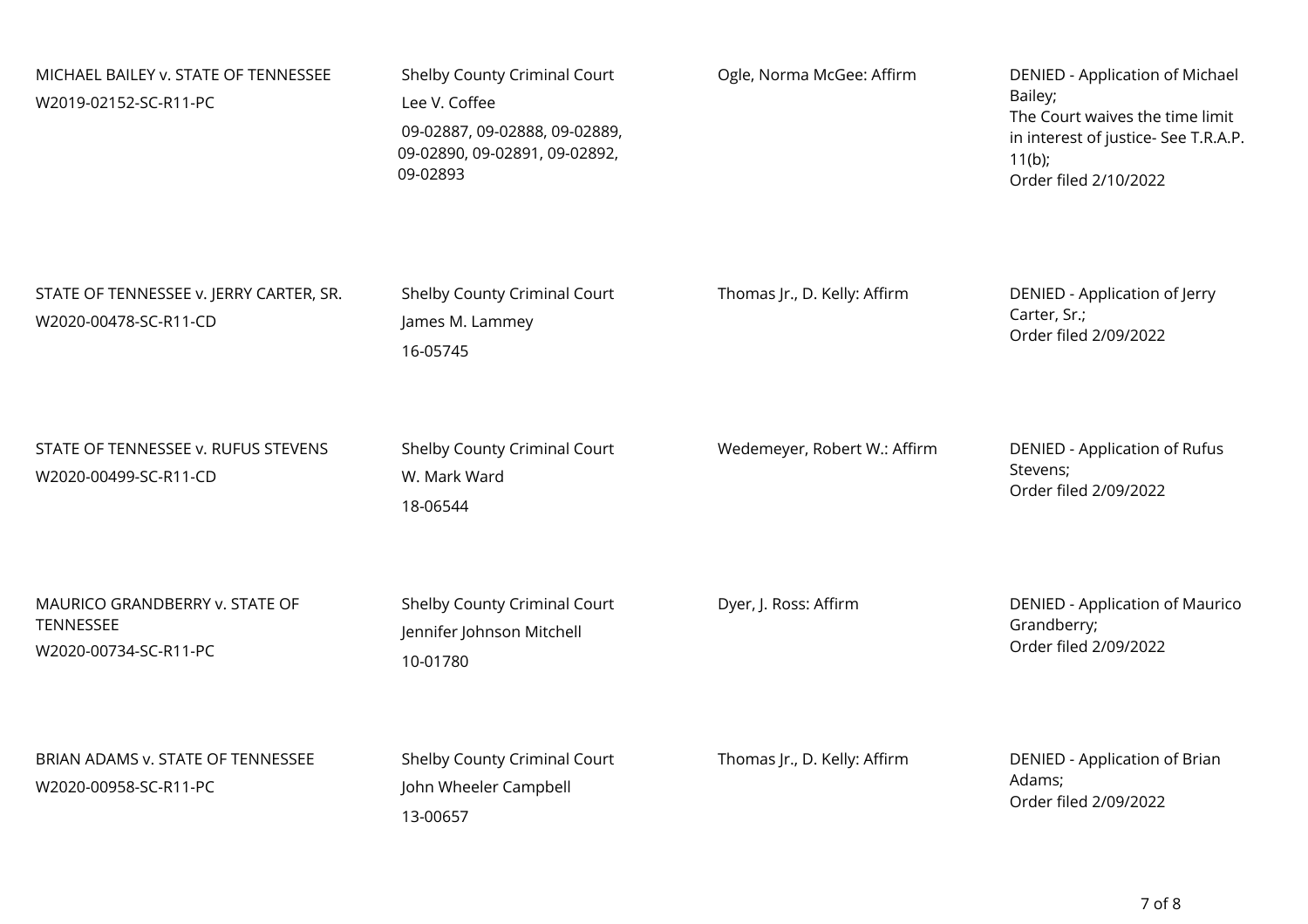| | | | |
|---|---|---|---|
| MICHAEL BAILEY v. STATE OF TENNESSEE<br>W2019-02152-SC-R11-PC | Shelby County Criminal Court<br>Lee V. Coffee<br>09-02887, 09-02888, 09-02889, 09-02890, 09-02891, 09-02892, 09-02893 | Ogle, Norma McGee: Affirm | DENIED - Application of Michael Bailey;<br>The Court waives the time limit in interest of justice- See T.R.A.P. 11(b);<br>Order filed 2/10/2022 |
| STATE OF TENNESSEE v. JERRY CARTER, SR.<br>W2020-00478-SC-R11-CD | Shelby County Criminal Court<br>James M. Lammey<br>16-05745 | Thomas Jr., D. Kelly: Affirm | DENIED - Application of Jerry Carter, Sr.;<br>Order filed 2/09/2022 |
| STATE OF TENNESSEE v. RUFUS STEVENS<br>W2020-00499-SC-R11-CD | Shelby County Criminal Court<br>W. Mark Ward<br>18-06544 | Wedemeyer, Robert W.: Affirm | DENIED - Application of Rufus Stevens;<br>Order filed 2/09/2022 |
| MAURICO GRANDBERRY v. STATE OF TENNESSEE<br>W2020-00734-SC-R11-PC | Shelby County Criminal Court<br>Jennifer Johnson Mitchell<br>10-01780 | Dyer, J. Ross: Affirm | DENIED - Application of Maurico Grandberry;<br>Order filed 2/09/2022 |
| BRIAN ADAMS v. STATE OF TENNESSEE<br>W2020-00958-SC-R11-PC | Shelby County Criminal Court<br>John Wheeler Campbell<br>13-00657 | Thomas Jr., D. Kelly: Affirm | DENIED - Application of Brian Adams;<br>Order filed 2/09/2022 |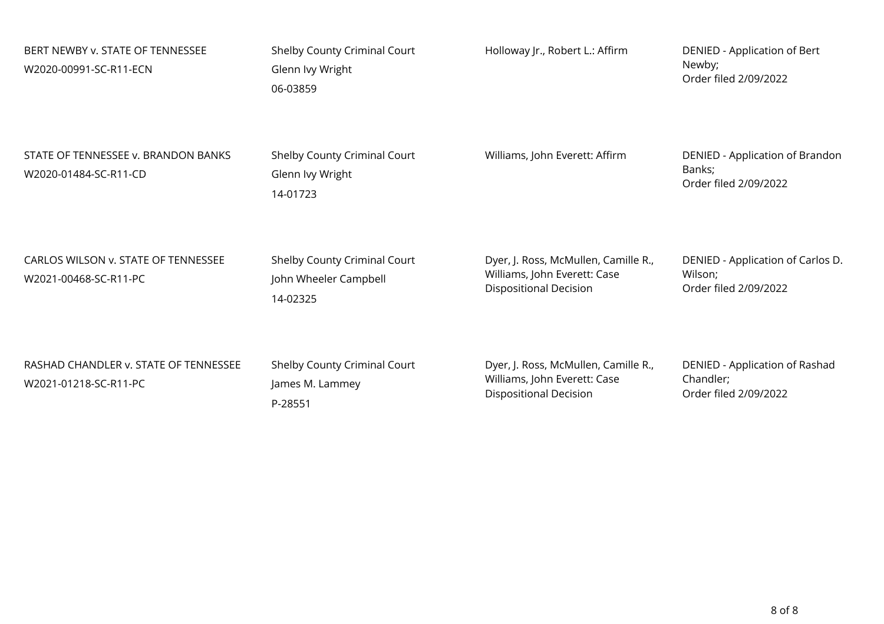| | | | |
|---|---|---|---|
| BERT NEWBY v. STATE OF TENNESSEE<br>W2020-00991-SC-R11-ECN | Shelby County Criminal Court<br>Glenn Ivy Wright<br>06-03859 | Holloway Jr., Robert L.: Affirm | DENIED - Application of Bert Newby;<br>Order filed 2/09/2022 |
| STATE OF TENNESSEE v. BRANDON BANKS<br>W2020-01484-SC-R11-CD | Shelby County Criminal Court<br>Glenn Ivy Wright<br>14-01723 | Williams, John Everett: Affirm | DENIED - Application of Brandon Banks;<br>Order filed 2/09/2022 |
| CARLOS WILSON v. STATE OF TENNESSEE<br>W2021-00468-SC-R11-PC | Shelby County Criminal Court<br>John Wheeler Campbell<br>14-02325 | Dyer, J. Ross, McMullen, Camille R., Williams, John Everett: Case Dispositional Decision | DENIED - Application of Carlos D. Wilson;<br>Order filed 2/09/2022 |
| RASHAD CHANDLER v. STATE OF TENNESSEE<br>W2021-01218-SC-R11-PC | Shelby County Criminal Court<br>James M. Lammey<br>P-28551 | Dyer, J. Ross, McMullen, Camille R., Williams, John Everett: Case Dispositional Decision | DENIED - Application of Rashad Chandler;<br>Order filed 2/09/2022 |